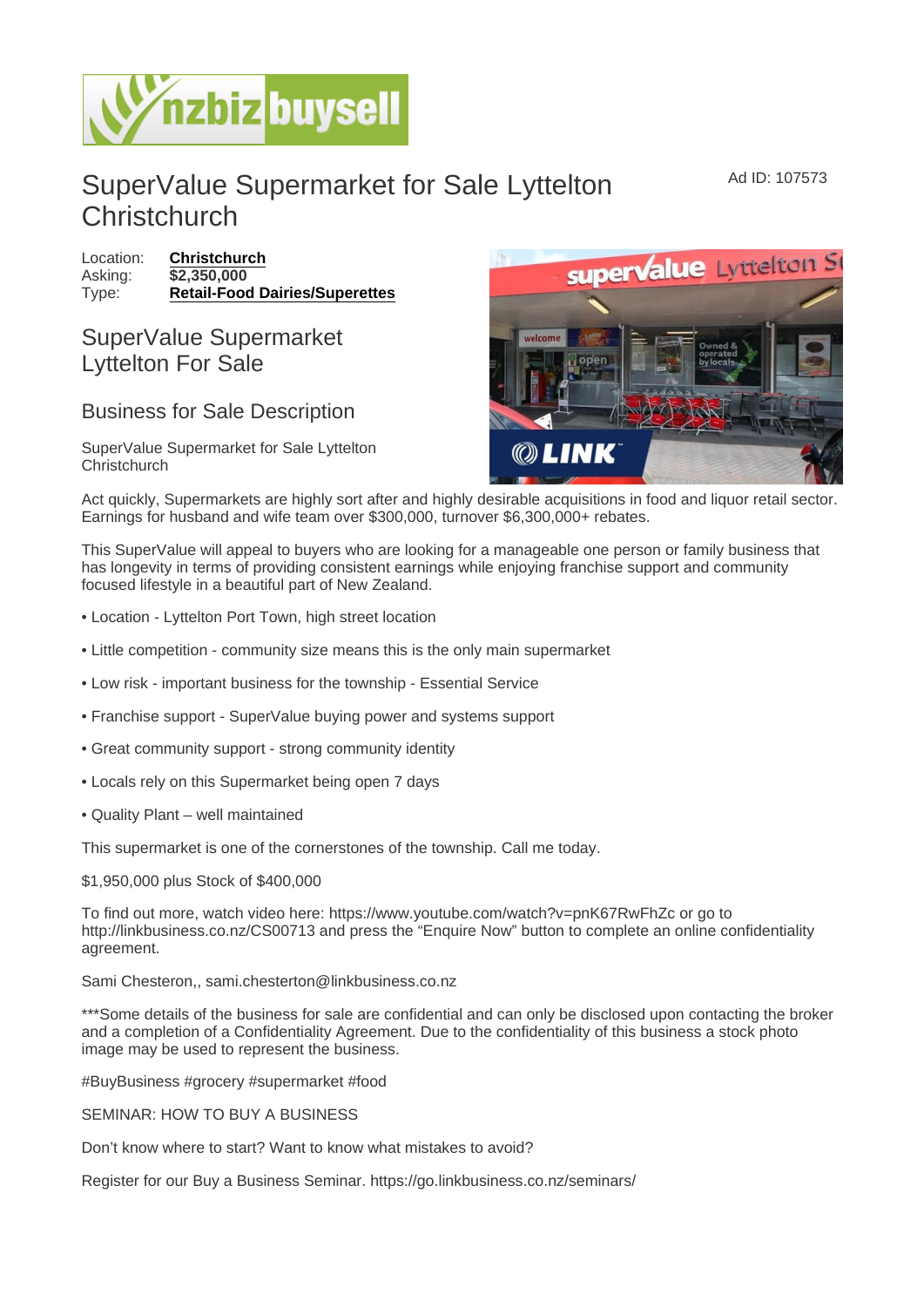# SuperValue Supermarket for Sale Lyttelton Christchurch

Ad ID: 107573

Location: **Christchurch**
Asking: **$2,350,000**
Type: **Retail-Food Dairies/Superettes**

## SuperValue Supermarket Lyttelton For Sale

## Business for Sale Description

SuperValue Supermarket for Sale Lyttelton Christchurch

Act quickly, Supermarkets are highly sort after and highly desirable acquisitions in food and liquor retail sector. Earnings for husband and wife team over $300,000, turnover $6,300,000+ rebates.

This SuperValue will appeal to buyers who are looking for a manageable one person or family business that has longevity in terms of providing consistent earnings while enjoying franchise support and community focused lifestyle in a beautiful part of New Zealand.

- Location - Lyttelton Port Town, high street location
- Little competition - community size means this is the only main supermarket
- Low risk - important business for the township - Essential Service
- Franchise support - SuperValue buying power and systems support
- Great community support - strong community identity
- Locals rely on this Supermarket being open 7 days
- Quality Plant – well maintained

This supermarket is one of the cornerstones of the township. Call me today.

$1,950,000 plus Stock of $400,000

To find out more, watch video here: https://www.youtube.com/watch?v=pnK67RwFhZc or go to http://linkbusiness.co.nz/CS00713 and press the “Enquire Now” button to complete an online confidentiality agreement.

Sami Chesteron,, sami.chesterton@linkbusiness.co.nz

***Some details of the business for sale are confidential and can only be disclosed upon contacting the broker and a completion of a Confidentiality Agreement. Due to the confidentiality of this business a stock photo image may be used to represent the business.

#BuyBusiness #grocery #supermarket #food

SEMINAR: HOW TO BUY A BUSINESS

Don’t know where to start? Want to know what mistakes to avoid?

Register for our Buy a Business Seminar. https://go.linkbusiness.co.nz/seminars/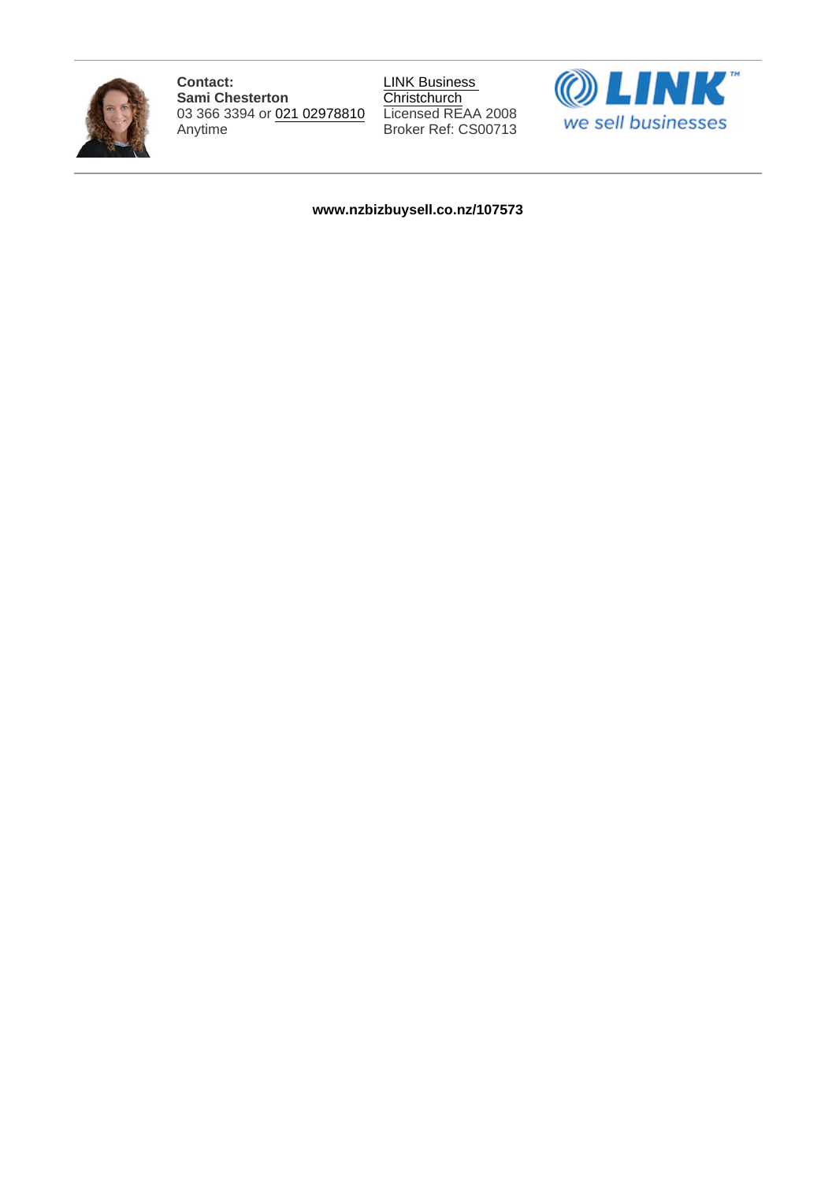**Contact:**
**Sami Chesterton**
03 366 3394 or 021 02978810
Anytime

LINK Business Christchurch
Licensed REAA 2008
Broker Ref: CS00713

**www.nzbizbuysell.co.nz/107573**